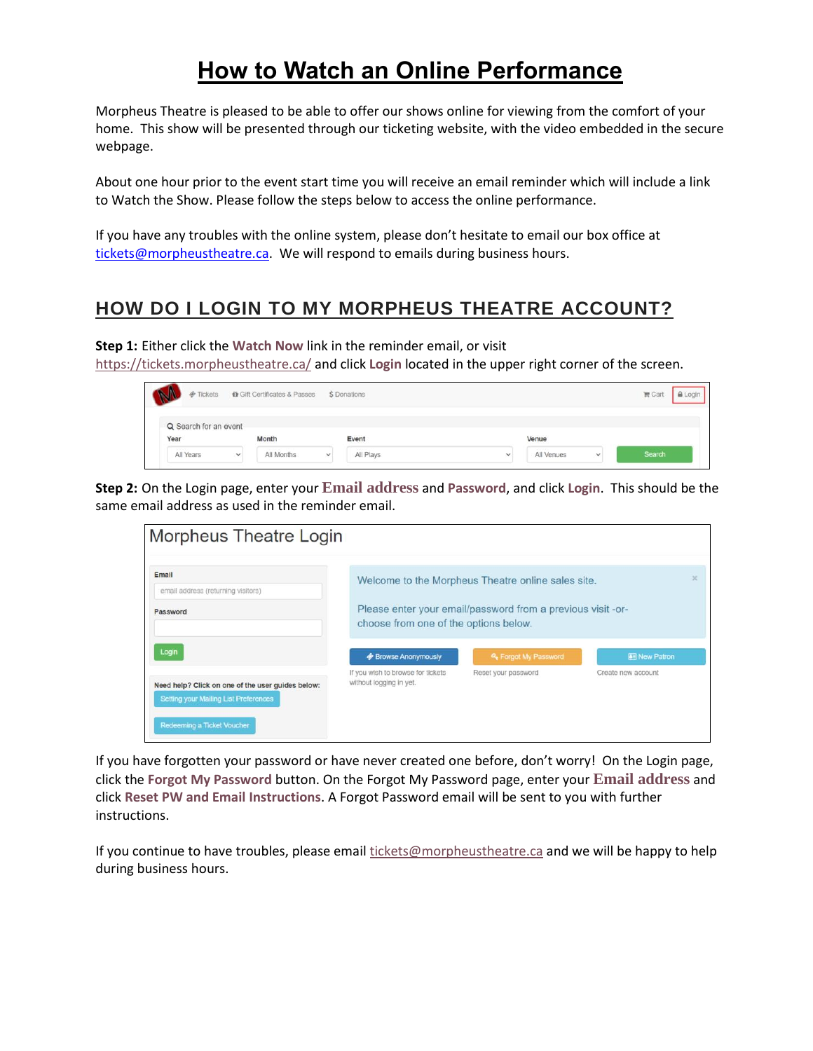# How to Watch an Online Performance

Morpheus Theatre is pleased to be able to offer our shows online for viewing from the comfort of your home. This show will be presented through our ticketing website, with the video embedded in the secure webpage.

About one hour prior to the event start time you will receive an email reminder which will include a link to Watch the Show. Please follow the steps below to access the online performance.

If you have any troubles with the online system, please don't hesitate to email our box office at tickets@morpheustheatre.ca. We will respond to emails during business hours.

## HOW DO I LOGIN TO MY MORPHEUS THEATRE ACCOUNT?

**Step 1:** Either click the **Watch Now** link in the reminder email, or visit https://tickets.morpheustheatre.ca/ and click **Login** located in the upper right corner of the screen.

**Step 2:** On the Login page, enter your **Email address** and **Password**, and click **Login**. This should be the same email address as used in the reminder email.

If you have forgotten your password or have never created one before, don't worry! On the Login page, click the **Forgot My Password** button. On the Forgot My Password page, enter your **Email address** and click **Reset PW and Email Instructions**. A Forgot Password email will be sent to you with further instructions.

If you continue to have troubles, please email tickets@morpheustheatre.ca and we will be happy to help during business hours.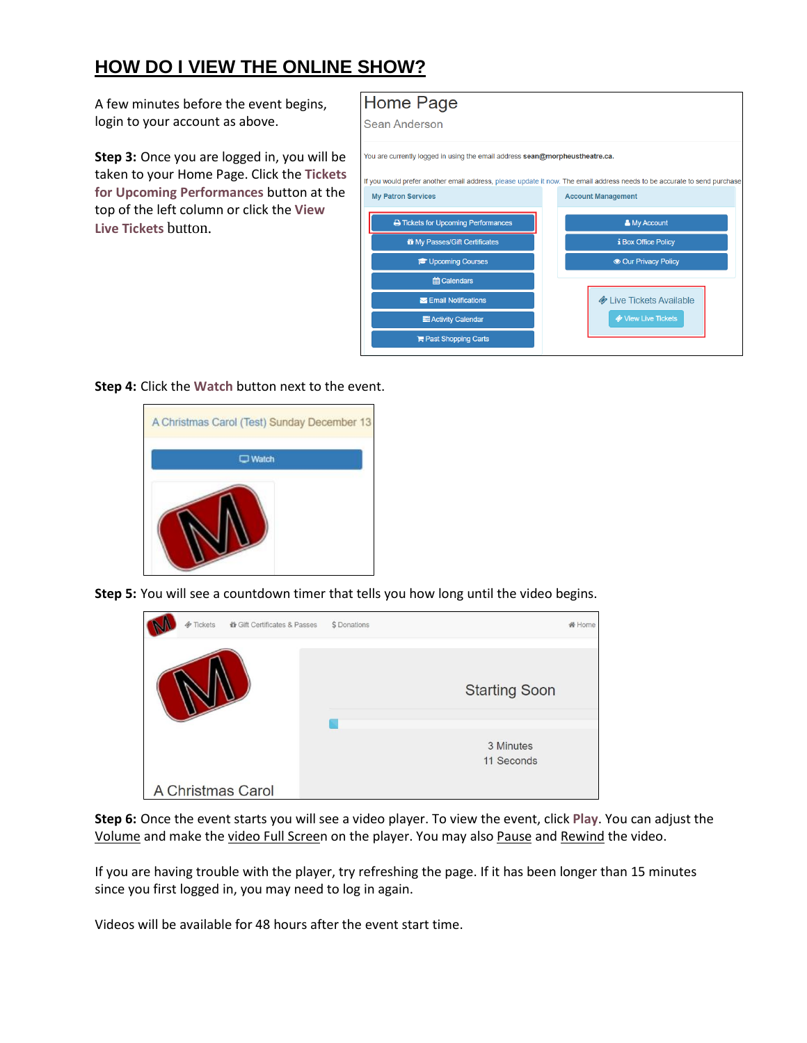## HOW DO I VIEW THE ONLINE SHOW?

A few minutes before the event begins, login to your account as above.

**Step 3:** Once you are logged in, you will be taken to your Home Page. Click the **Tickets for Upcoming Performances** button at the top of the left column or click the **View Live Tickets** button.

**Step 4:** Click the **Watch** button next to the event.

**Step 5:** You will see a countdown timer that tells you how long until the video begins.

**Step 6:** Once the event starts you will see a video player. To view the event, click **Play**. You can adjust the Volume and make the video Full Screen on the player. You may also Pause and Rewind the video.

If you are having trouble with the player, try refreshing the page. If it has been longer than 15 minutes since you first logged in, you may need to log in again.

Videos will be available for 48 hours after the event start time.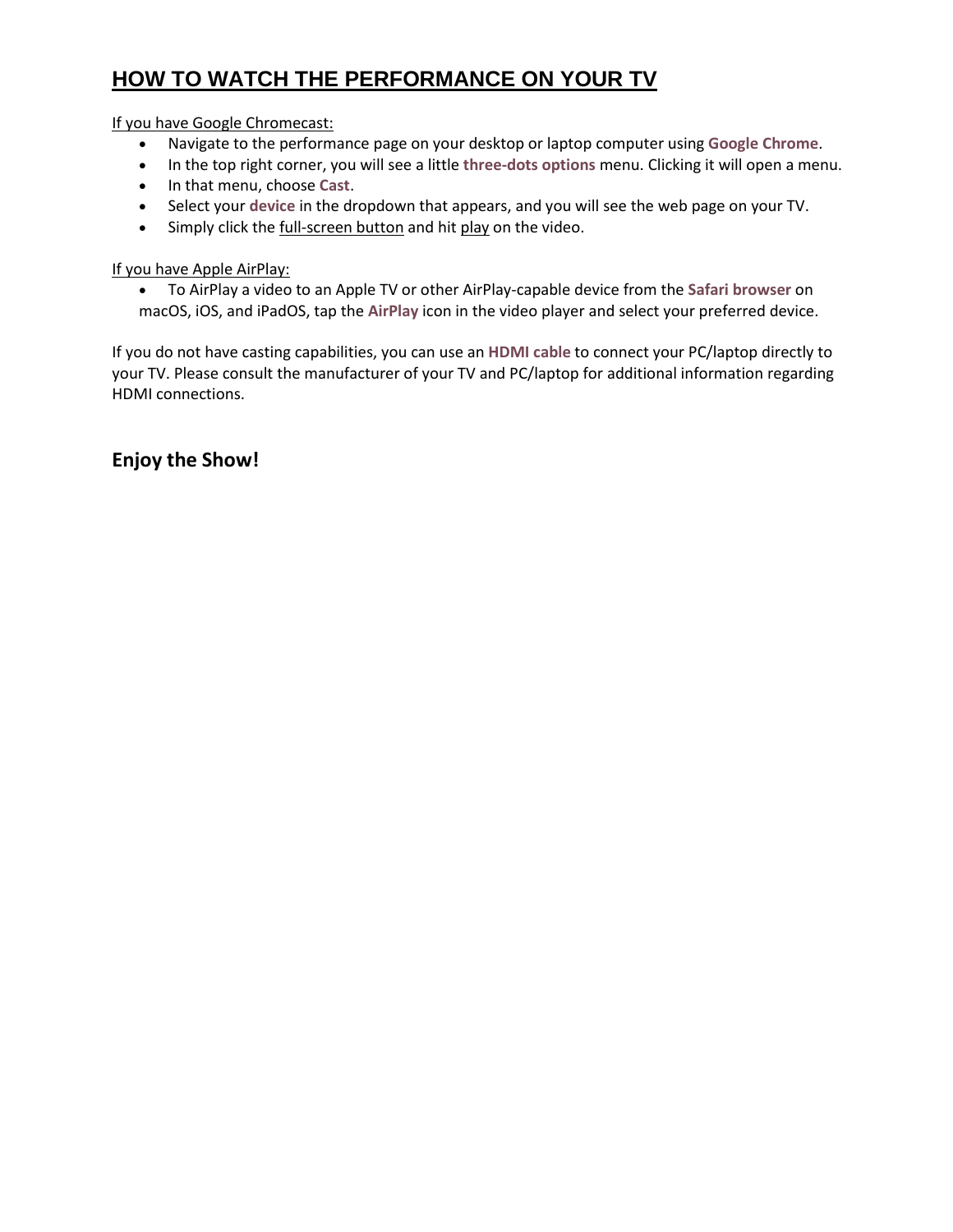# HOW TO WATCH THE PERFORMANCE ON YOUR TV

If you have Google Chromecast:

- Navigate to the performance page on your desktop or laptop computer using **Google Chrome**.
- In the top right corner, you will see a little **three-dots options** menu. Clicking it will open a menu.
- In that menu, choose **Cast**.
- Select your **device** in the dropdown that appears, and you will see the web page on your TV.
- Simply click the full-screen button and hit play on the video.

If you have Apple AirPlay:

- To AirPlay a video to an Apple TV or other AirPlay-capable device from the **Safari browser** on macOS, iOS, and iPadOS, tap the **AirPlay** icon in the video player and select your preferred device.

If you do not have casting capabilities, you can use an **HDMI cable** to connect your PC/laptop directly to your TV. Please consult the manufacturer of your TV and PC/laptop for additional information regarding HDMI connections.

## Enjoy the Show!